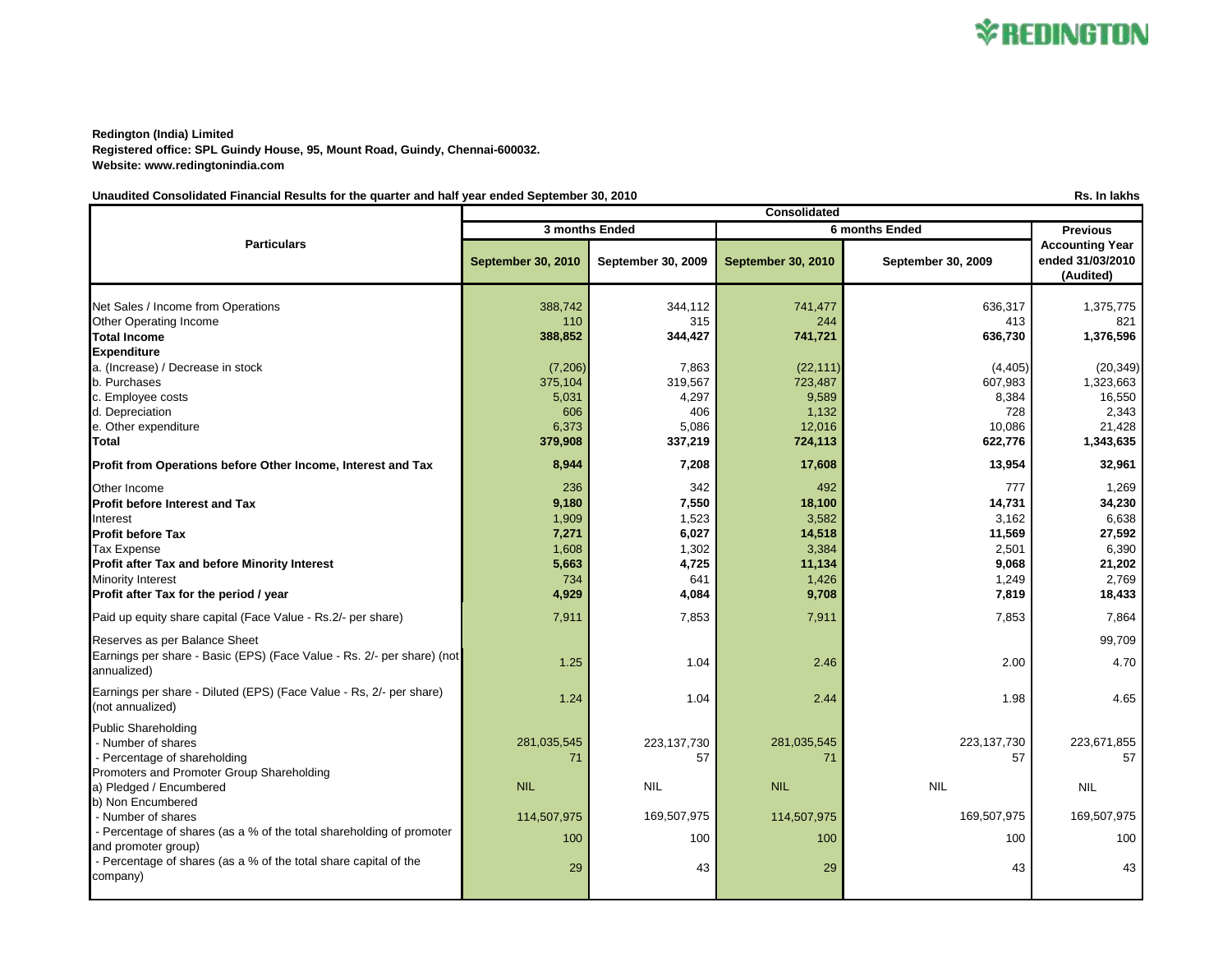REDINGTON

**Redington (India) Limited**
**Registered office: SPL Guindy House, 95, Mount Road, Guindy, Chennai-600032.**
**Website: www.redingtonindia.com**

**Unaudited Consolidated Financial Results for the quarter and half year ended September 30, 2010** Rs. In lakhs

| Particulars | Consolidated | | | | |
|---|---|---|---|---|---|
| | 3 months Ended | | 6 months Ended | | Previous Accounting Year ended 31/03/2010 (Audited) |
| | September 30, 2010 | September 30, 2009 | September 30, 2010 | September 30, 2009 | |
| Net Sales / Income from Operations | 388,742 | 344,112 | 741,477 | 636,317 | 1,375,775 |
| Other Operating Income | 110 | 315 | 244 | 413 | 821 |
| **Total Income** | **388,852** | **344,427** | **741,721** | **636,730** | **1,376,596** |
| **Expenditure** | | | | | |
| a. (Increase) / Decrease in stock | (7,206) | 7,863 | (22,111) | (4,405) | (20,349) |
| b. Purchases | 375,104 | 319,567 | 723,487 | 607,983 | 1,323,663 |
| c. Employee costs | 5,031 | 4,297 | 9,589 | 8,384 | 16,550 |
| d. Depreciation | 606 | 406 | 1,132 | 728 | 2,343 |
| e. Other expenditure | 6,373 | 5,086 | 12,016 | 10,086 | 21,428 |
| **Total** | **379,908** | **337,219** | **724,113** | **622,776** | **1,343,635** |
| **Profit from Operations before Other Income, Interest and Tax** | **8,944** | **7,208** | **17,608** | **13,954** | **32,961** |
| Other Income | 236 | 342 | 492 | 777 | 1,269 |
| **Profit before Interest and Tax** | **9,180** | **7,550** | **18,100** | **14,731** | **34,230** |
| Interest | 1,909 | 1,523 | 3,582 | 3,162 | 6,638 |
| **Profit before Tax** | **7,271** | **6,027** | **14,518** | **11,569** | **27,592** |
| Tax Expense | 1,608 | 1,302 | 3,384 | 2,501 | 6,390 |
| **Profit after Tax and before Minority Interest** | **5,663** | **4,725** | **11,134** | **9,068** | **21,202** |
| Minority Interest | 734 | 641 | 1,426 | 1,249 | 2,769 |
| **Profit after Tax for the period / year** | **4,929** | **4,084** | **9,708** | **7,819** | **18,433** |
| Paid up equity share capital (Face Value - Rs.2/- per share) | 7,911 | 7,853 | 7,911 | 7,853 | 7,864 |
| Reserves as per Balance Sheet | | | | | 99,709 |
| Earnings per share - Basic (EPS) (Face Value - Rs. 2/- per share) (not annualized) | 1.25 | 1.04 | 2.46 | 2.00 | 4.70 |
| Earnings per share - Diluted (EPS) (Face Value - Rs, 2/- per share) (not annualized) | 1.24 | 1.04 | 2.44 | 1.98 | 4.65 |
| Public Shareholding | | | | | |
| - Number of shares | 281,035,545 | 223,137,730 | 281,035,545 | 223,137,730 | 223,671,855 |
| - Percentage of shareholding | 71 | 57 | 71 | 57 | 57 |
| Promoters and Promoter Group Shareholding | | | | | |
| a) Pledged / Encumbered | NIL | NIL | NIL | NIL | NIL |
| b) Non Encumbered | | | | | |
| - Number of shares | 114,507,975 | 169,507,975 | 114,507,975 | 169,507,975 | 169,507,975 |
| - Percentage of shares (as a % of the total shareholding of promoter and promoter group) | 100 | 100 | 100 | 100 | 100 |
| - Percentage of shares (as a % of the total share capital of the company) | 29 | 43 | 29 | 43 | 43 |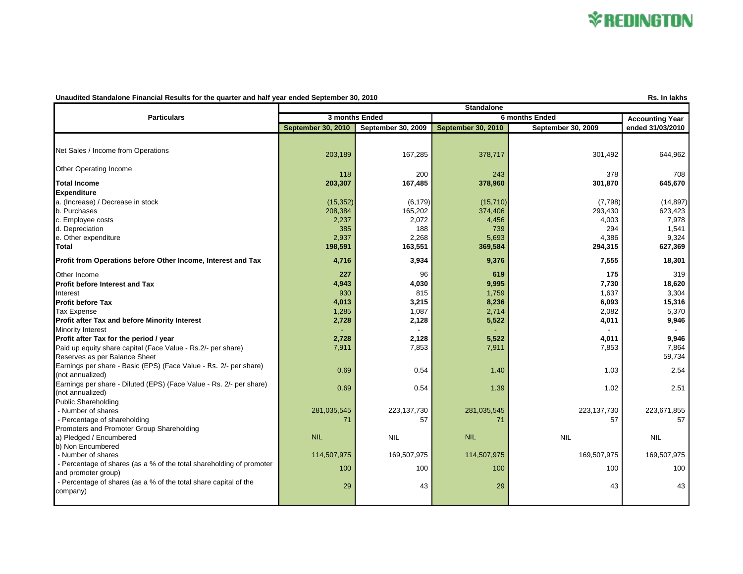**Unaudited Standalone Financial Results for the quarter and half year ended September 30, 2010**

Rs. In lakhs

| Particulars | Standalone | | | | |
|---|---|---|---|---|---|
| | 3 months Ended | | 6 months Ended | | Accounting Year |
| | September 30, 2010 | September 30, 2009 | September 30, 2010 | September 30, 2009 | ended 31/03/2010 |
| Net Sales / Income from Operations | 203,189 | 167,285 | 378,717 | 301,492 | 644,962 |
| Other Operating Income | 118 | 200 | 243 | 378 | 708 |
| **Total Income** | **203,307** | **167,485** | **378,960** | **301,870** | **645,670** |
| **Expenditure** | | | | | |
| a. (Increase) / Decrease in stock | (15,352) | (6,179) | (15,710) | (7,798) | (14,897) |
| b. Purchases | 208,384 | 165,202 | 374,406 | 293,430 | 623,423 |
| c. Employee costs | 2,237 | 2,072 | 4,456 | 4,003 | 7,978 |
| d. Depreciation | 385 | 188 | 739 | 294 | 1,541 |
| e. Other expenditure | 2,937 | 2,268 | 5,693 | 4,386 | 9,324 |
| **Total** | **198,591** | **163,551** | **369,584** | **294,315** | **627,369** |
| **Profit from Operations before Other Income, Interest and Tax** | **4,716** | **3,934** | **9,376** | **7,555** | **18,301** |
| Other Income | **227** | 96 | **619** | **175** | 319 |
| **Profit before Interest and Tax** | **4,943** | **4,030** | **9,995** | **7,730** | **18,620** |
| Interest | 930 | 815 | 1,759 | 1,637 | 3,304 |
| **Profit before Tax** | **4,013** | **3,215** | **8,236** | **6,093** | **15,316** |
| Tax Expense | 1,285 | 1,087 | 2,714 | 2,082 | 5,370 |
| **Profit after Tax and before Minority Interest** | **2,728** | **2,128** | **5,522** | **4,011** | **9,946** |
| Minority Interest | - | - | - | - | - |
| **Profit after Tax for the period / year** | **2,728** | **2,128** | **5,522** | **4,011** | **9,946** |
| Paid up equity share capital (Face Value - Rs.2/- per share) | 7,911 | 7,853 | 7,911 | 7,853 | 7,864 |
| Reserves as per Balance Sheet | | | | | 59,734 |
| Earnings per share - Basic (EPS) (Face Value - Rs. 2/- per share) (not annualized) | 0.69 | 0.54 | 1.40 | 1.03 | 2.54 |
| Earnings per share - Diluted (EPS) (Face Value - Rs. 2/- per share) (not annualized) | 0.69 | 0.54 | 1.39 | 1.02 | 2.51 |
| Public Shareholding | | | | | |
| - Number of shares | 281,035,545 | 223,137,730 | 281,035,545 | 223,137,730 | 223,671,855 |
| - Percentage of shareholding | 71 | 57 | 71 | 57 | 57 |
| Promoters and Promoter Group Shareholding | | | | | |
| a) Pledged / Encumbered | NIL | NIL | NIL | NIL | NIL |
| b) Non Encumbered | | | | | |
| - Number of shares | 114,507,975 | 169,507,975 | 114,507,975 | 169,507,975 | 169,507,975 |
| - Percentage of shares (as a % of the total shareholding of promoter and promoter group) | 100 | 100 | 100 | 100 | 100 |
| - Percentage of shares (as a % of the total share capital of the company) | 29 | 43 | 29 | 43 | 43 |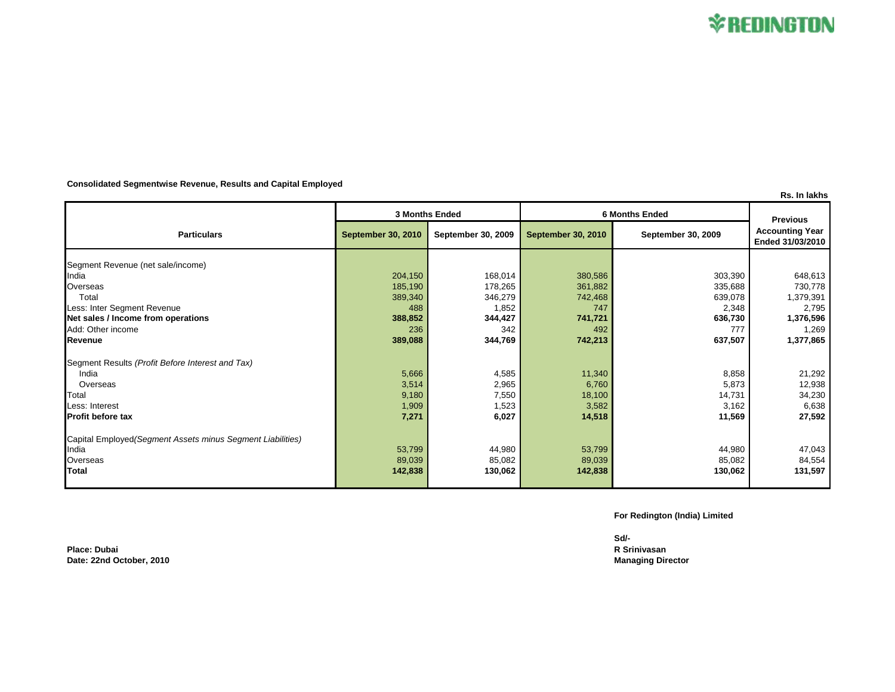**Consolidated Segmentwise Revenue, Results and Capital Employed**

Rs. In lakhs

| Particulars | 3 Months Ended | | 6 Months Ended | | Previous Accounting Year Ended 31/03/2010 |
|---|---|---|---|---|---|
| | September 30, 2010 | September 30, 2009 | September 30, 2010 | September 30, 2009 | |
| Segment Revenue (net sale/income) | | | | | |
| India | 204,150 | 168,014 | 380,586 | 303,390 | 648,613 |
| Overseas | 185,190 | 178,265 | 361,882 | 335,688 | 730,778 |
| Total | 389,340 | 346,279 | 742,468 | 639,078 | 1,379,391 |
| Less: Inter Segment Revenue | 488 | 1,852 | 747 | 2,348 | 2,795 |
| **Net sales / Income from operations** | **388,852** | **344,427** | **741,721** | **636,730** | **1,376,596** |
| Add: Other income | 236 | 342 | 492 | 777 | 1,269 |
| **Revenue** | **389,088** | **344,769** | **742,213** | **637,507** | **1,377,865** |
| Segment Results *(Profit Before Interest and Tax)* | | | | | |
| India | 5,666 | 4,585 | 11,340 | 8,858 | 21,292 |
| Overseas | 3,514 | 2,965 | 6,760 | 5,873 | 12,938 |
| Total | 9,180 | 7,550 | 18,100 | 14,731 | 34,230 |
| Less: Interest | 1,909 | 1,523 | 3,582 | 3,162 | 6,638 |
| **Profit before tax** | **7,271** | **6,027** | **14,518** | **11,569** | **27,592** |
| Capital Employed*(Segment Assets minus Segment Liabilities)* | | | | | |
| India | 53,799 | 44,980 | 53,799 | 44,980 | 47,043 |
| Overseas | 89,039 | 85,082 | 89,039 | 85,082 | 84,554 |
| **Total** | **142,838** | **130,062** | **142,838** | **130,062** | **131,597** |

**For Redington (India) Limited**

**Sd/-**
**R Srinivasan**
**Managing Director**

**Place: Dubai**
**Date: 22nd October, 2010**